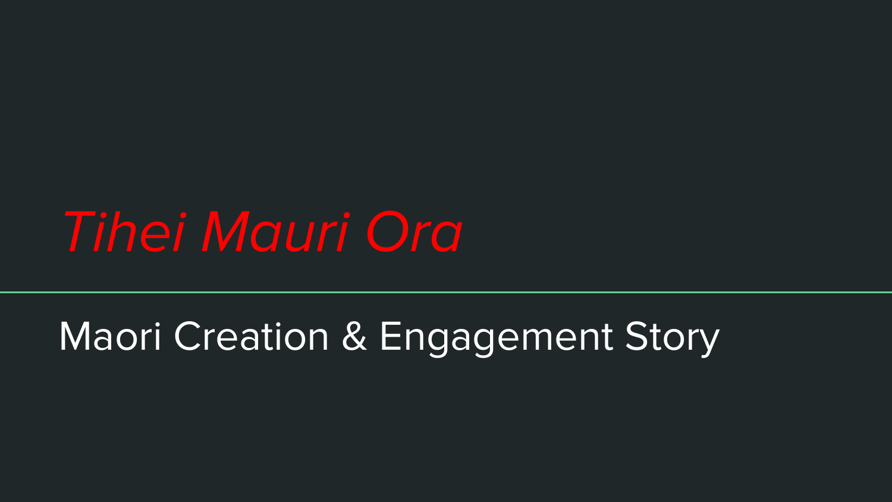# *Tihei Mauri Ora*

## Maori Creation & Engagement Story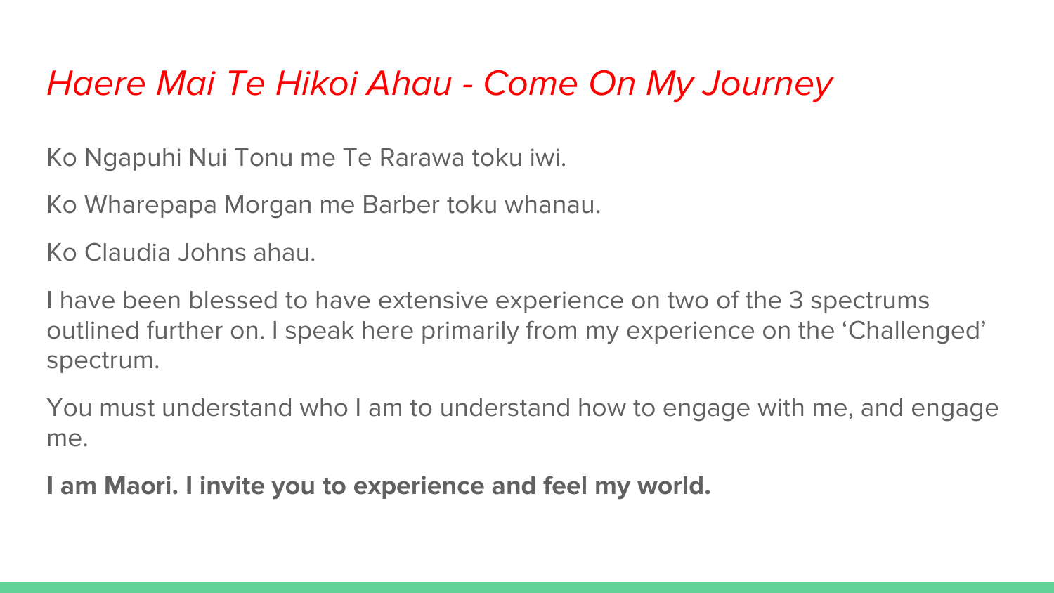# *Haere Mai Te Hikoi Ahau - Come On My Journey*

Ko Ngapuhi Nui Tonu me Te Rarawa toku iwi.

Ko Wharepapa Morgan me Barber toku whanau.

Ko Claudia Johns ahau.

I have been blessed to have extensive experience on two of the 3 spectrums outlined further on. I speak here primarily from my experience on the 'Challenged' spectrum.

You must understand who I am to understand how to engage with me, and engage me.

**I am Maori. I invite you to experience and feel my world.**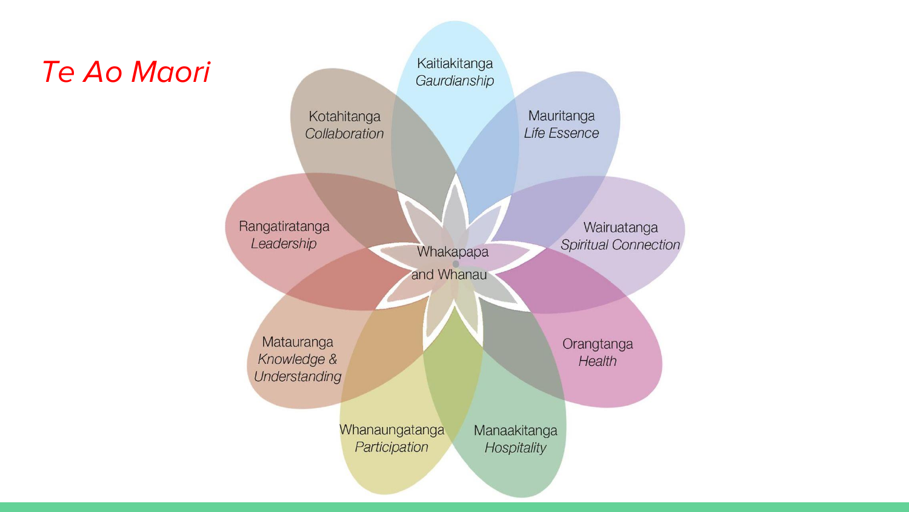# Te Ao Maori

Kaitiakitanga
*Gaurdianship*

Mauritanga
*Life Essence*

Wairuatanga
*Spiritual Connection*

Orangtanga
*Health*

Manaakitanga
*Hospitality*

Whanaungatanga
*Participation*

Matauranga
*Knowledge & Understanding*

Rangatiratanga
*Leadership*

Kotahitanga
*Collaboration*

Whakapapa and Whanau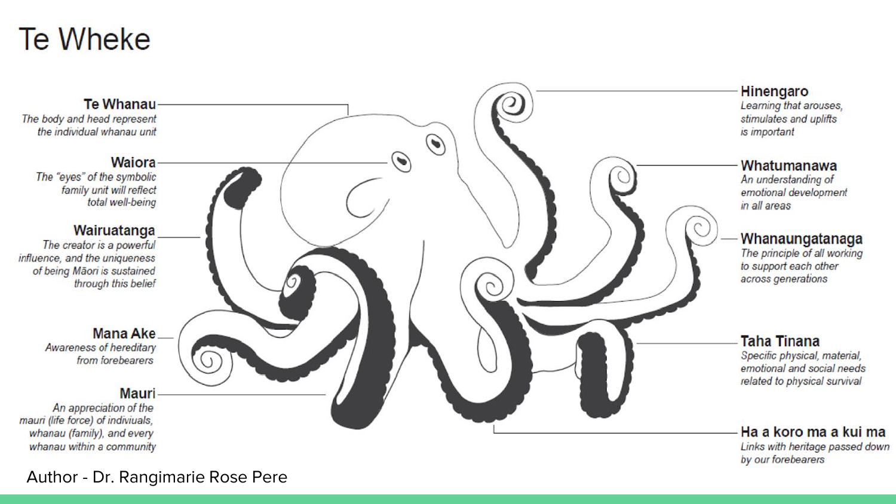# Te Wheke

**Te Whanau**
*The body and head represent the individual whanau unit*

**Waiora**
*The "eyes" of the symbolic family unit will reflect total well-being*

**Wairuatanga**
*The creator is a powerful influence, and the uniqueness of being Māori is sustained through this belief*

**Mana Ake**
*Awareness of hereditary from forebearers*

**Mauri**
*An appreciation of the mauri (life force) of indiviuals, whanau (family), and every whanau within a community*

**Hinengaro**
*Learning that arouses, stimulates and uplifts is important*

**Whatumanawa**
*An understanding of emotional development in all areas*

**Whanaungatanaga**
*The principle of all working to support each other across generations*

**Taha Tinana**
*Specific physical, material, emotional and social needs related to physical survival*

**Ha a koro ma a kui ma**
*Links with heritage passed down by our forebearers*

Author - Dr. Rangimarie Rose Pere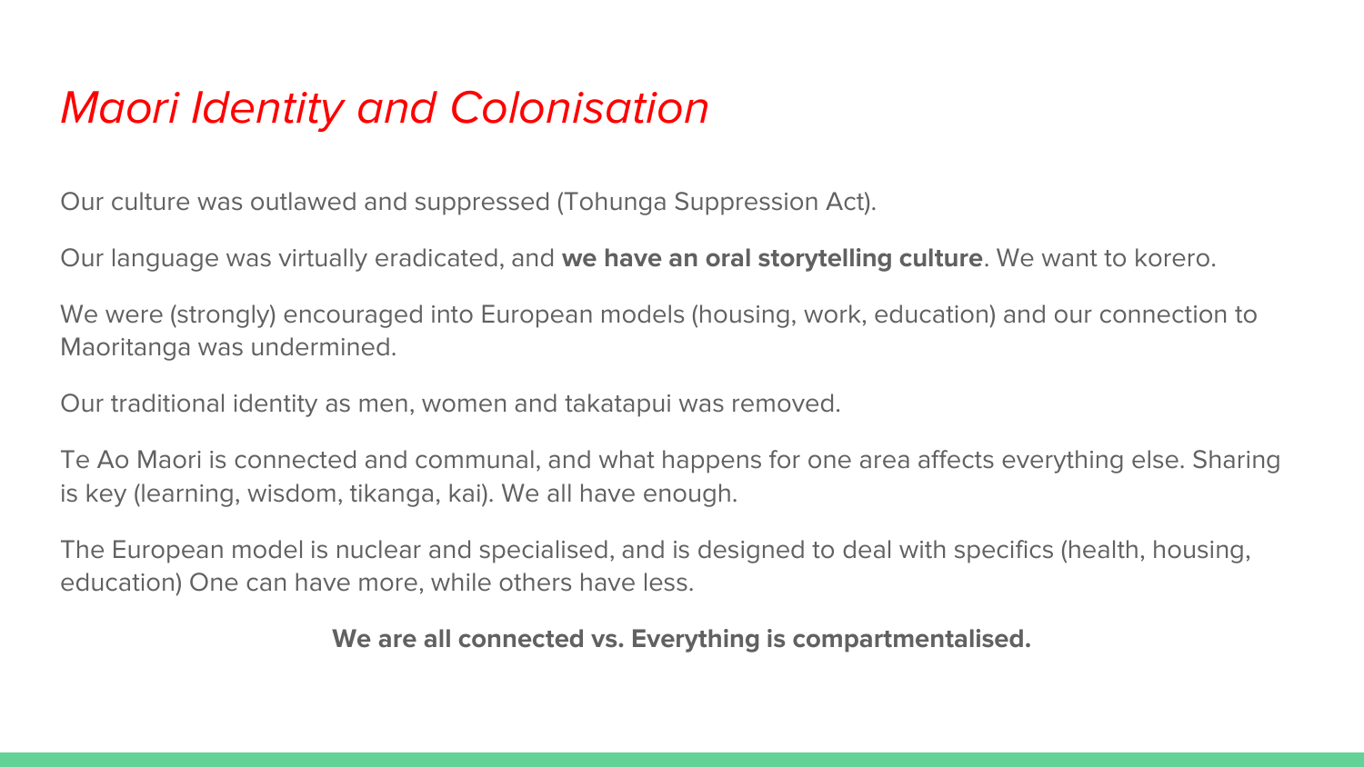# *Maori Identity and Colonisation*

Our culture was outlawed and suppressed (Tohunga Suppression Act).

Our language was virtually eradicated, and **we have an oral storytelling culture**. We want to korero.

We were (strongly) encouraged into European models (housing, work, education) and our connection to Maoritanga was undermined.

Our traditional identity as men, women and takatapui was removed.

Te Ao Maori is connected and communal, and what happens for one area affects everything else. Sharing is key (learning, wisdom, tikanga, kai). We all have enough.

The European model is nuclear and specialised, and is designed to deal with specifics (health, housing, education) One can have more, while others have less.

**We are all connected vs. Everything is compartmentalised.**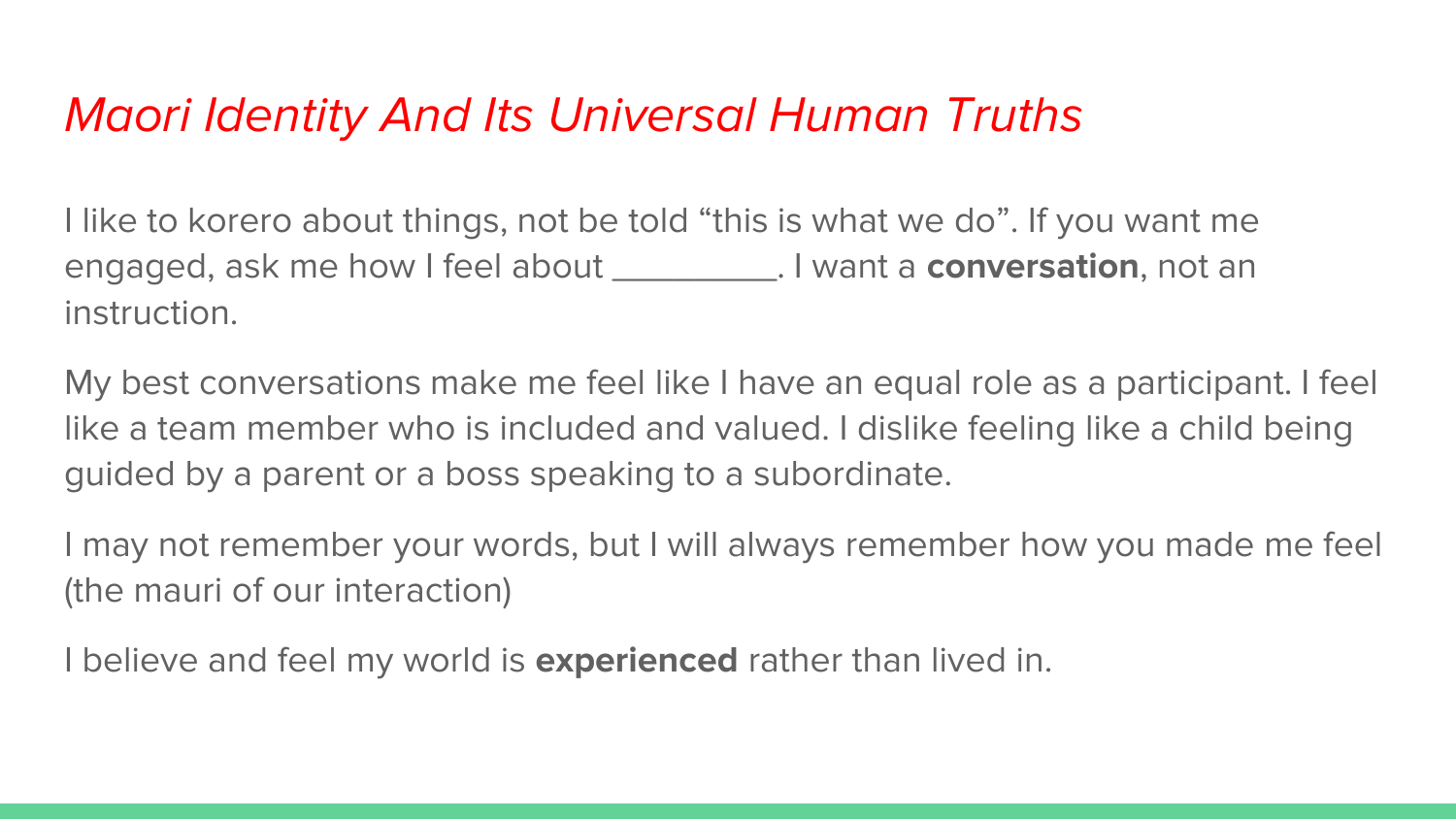# *Maori Identity And Its Universal Human Truths*

I like to korero about things, not be told “this is what we do”. If you want me engaged, ask me how I feel about _________. I want a **conversation**, not an instruction.

My best conversations make me feel like I have an equal role as a participant. I feel like a team member who is included and valued. I dislike feeling like a child being guided by a parent or a boss speaking to a subordinate.

I may not remember your words, but I will always remember how you made me feel (the mauri of our interaction)

I believe and feel my world is **experienced** rather than lived in.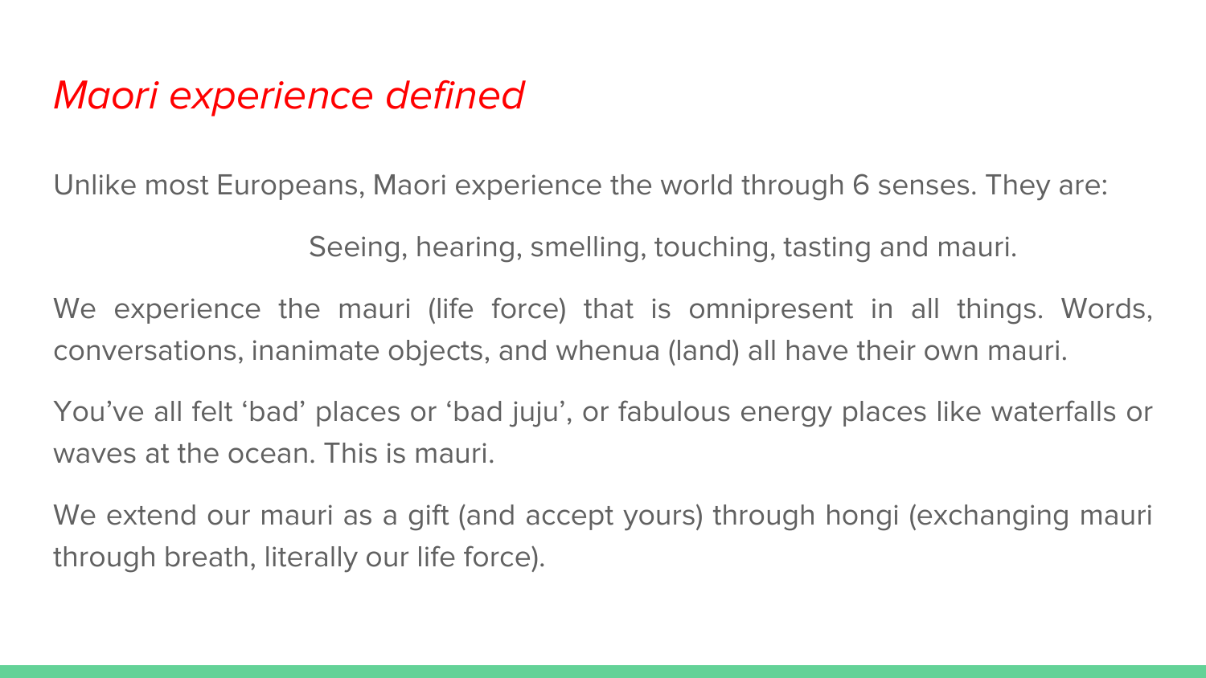# *Maori experience defined*

Unlike most Europeans, Maori experience the world through 6 senses. They are:

Seeing, hearing, smelling, touching, tasting and mauri.

We experience the mauri (life force) that is omnipresent in all things. Words, conversations, inanimate objects, and whenua (land) all have their own mauri.

You've all felt 'bad' places or 'bad juju', or fabulous energy places like waterfalls or waves at the ocean. This is mauri.

We extend our mauri as a gift (and accept yours) through hongi (exchanging mauri through breath, literally our life force).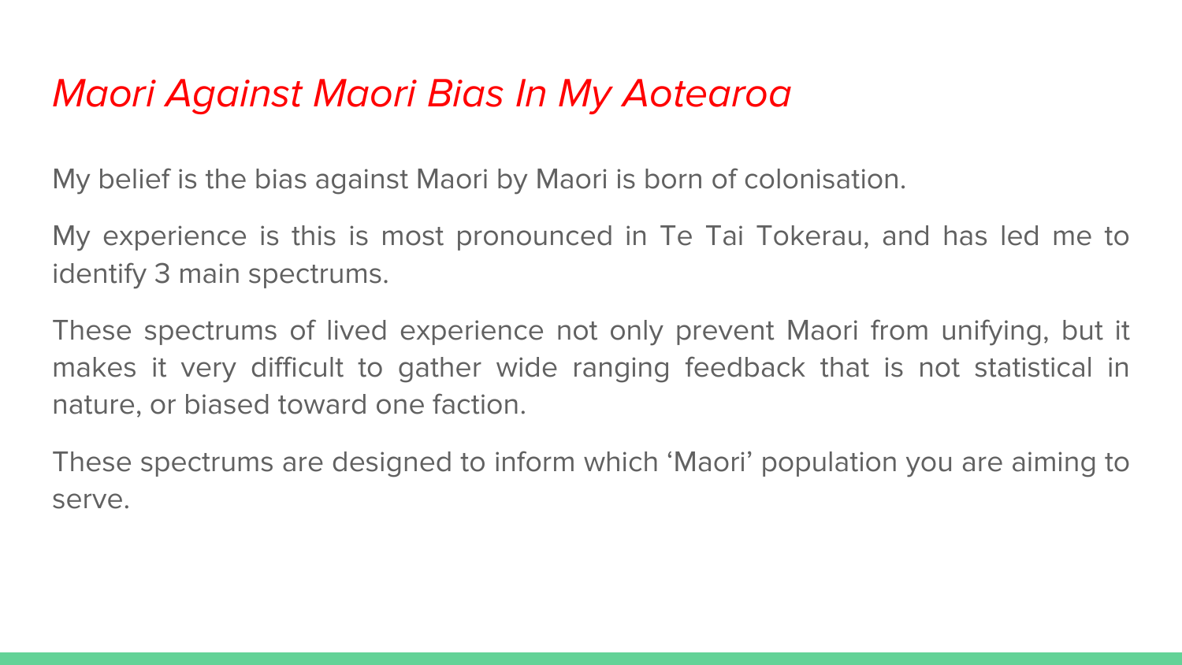# *Maori Against Maori Bias In My Aotearoa*

My belief is the bias against Maori by Maori is born of colonisation.

My experience is this is most pronounced in Te Tai Tokerau, and has led me to identify 3 main spectrums.

These spectrums of lived experience not only prevent Maori from unifying, but it makes it very difficult to gather wide ranging feedback that is not statistical in nature, or biased toward one faction.

These spectrums are designed to inform which ‘Maori’ population you are aiming to serve.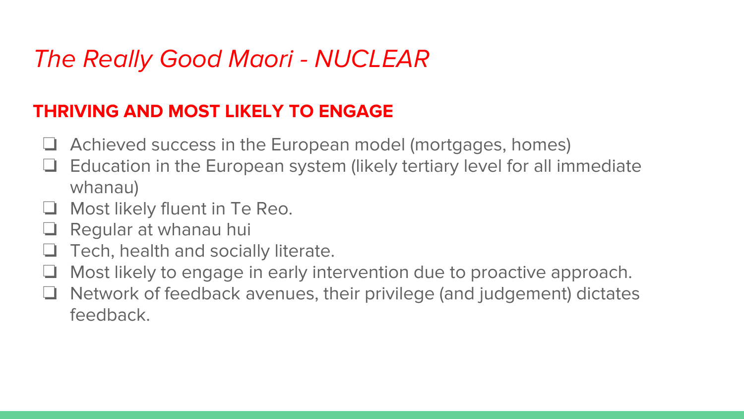# *The Really Good Maori - NUCLEAR*

## **THRIVING AND MOST LIKELY TO ENGAGE**

- Achieved success in the European model (mortgages, homes)
- Education in the European system (likely tertiary level for all immediate whanau)
- Most likely fluent in Te Reo.
- Regular at whanau hui
- Tech, health and socially literate.
- Most likely to engage in early intervention due to proactive approach.
- Network of feedback avenues, their privilege (and judgement) dictates feedback.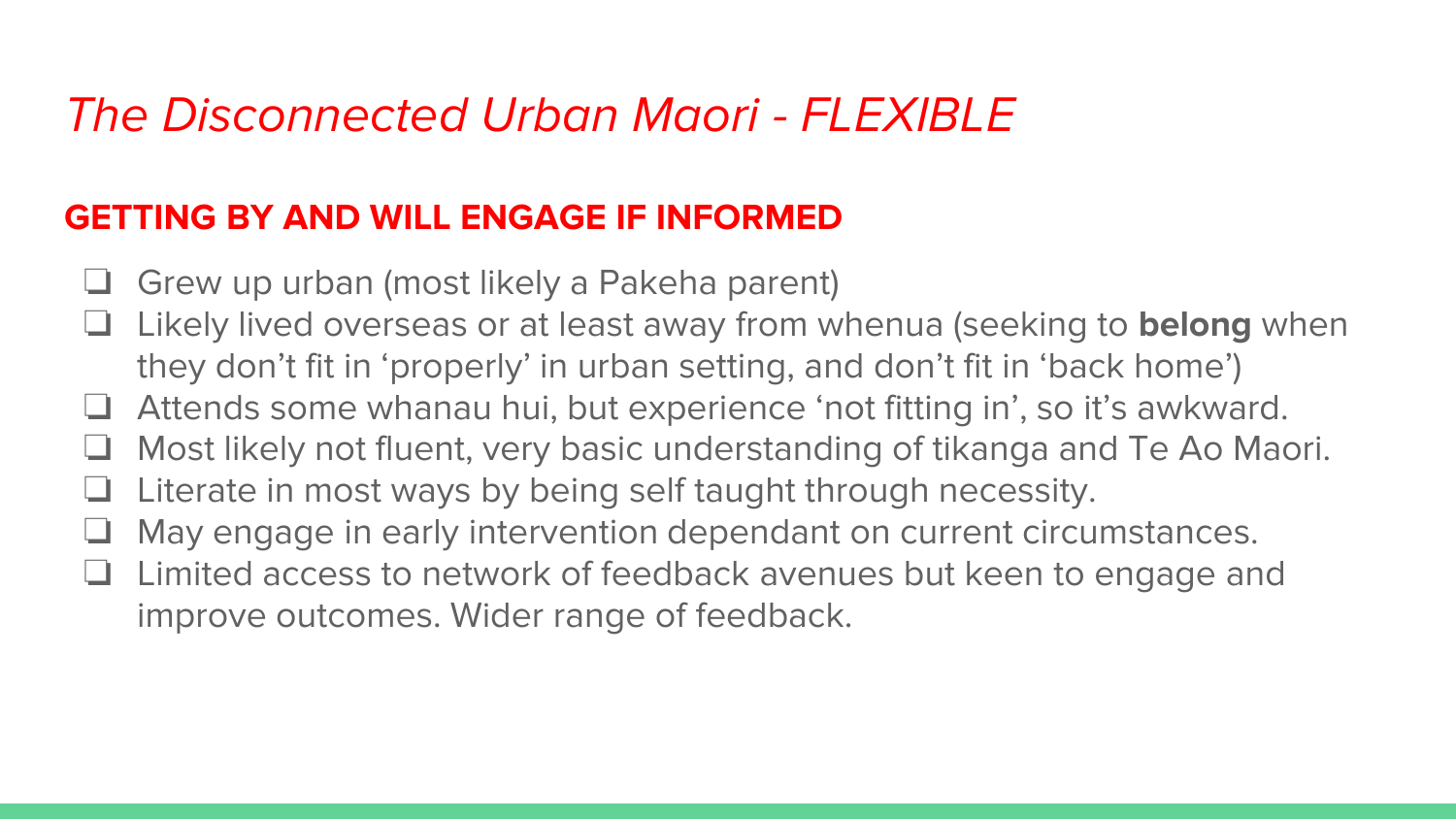# *The Disconnected Urban Maori - FLEXIBLE*

## GETTING BY AND WILL ENGAGE IF INFORMED

- Grew up urban (most likely a Pakeha parent)
- Likely lived overseas or at least away from whenua (seeking to **belong** when they don't fit in 'properly' in urban setting, and don't fit in 'back home')
- Attends some whanau hui, but experience 'not fitting in', so it's awkward.
- Most likely not fluent, very basic understanding of tikanga and Te Ao Maori.
- Literate in most ways by being self taught through necessity.
- May engage in early intervention dependant on current circumstances.
- Limited access to network of feedback avenues but keen to engage and improve outcomes. Wider range of feedback.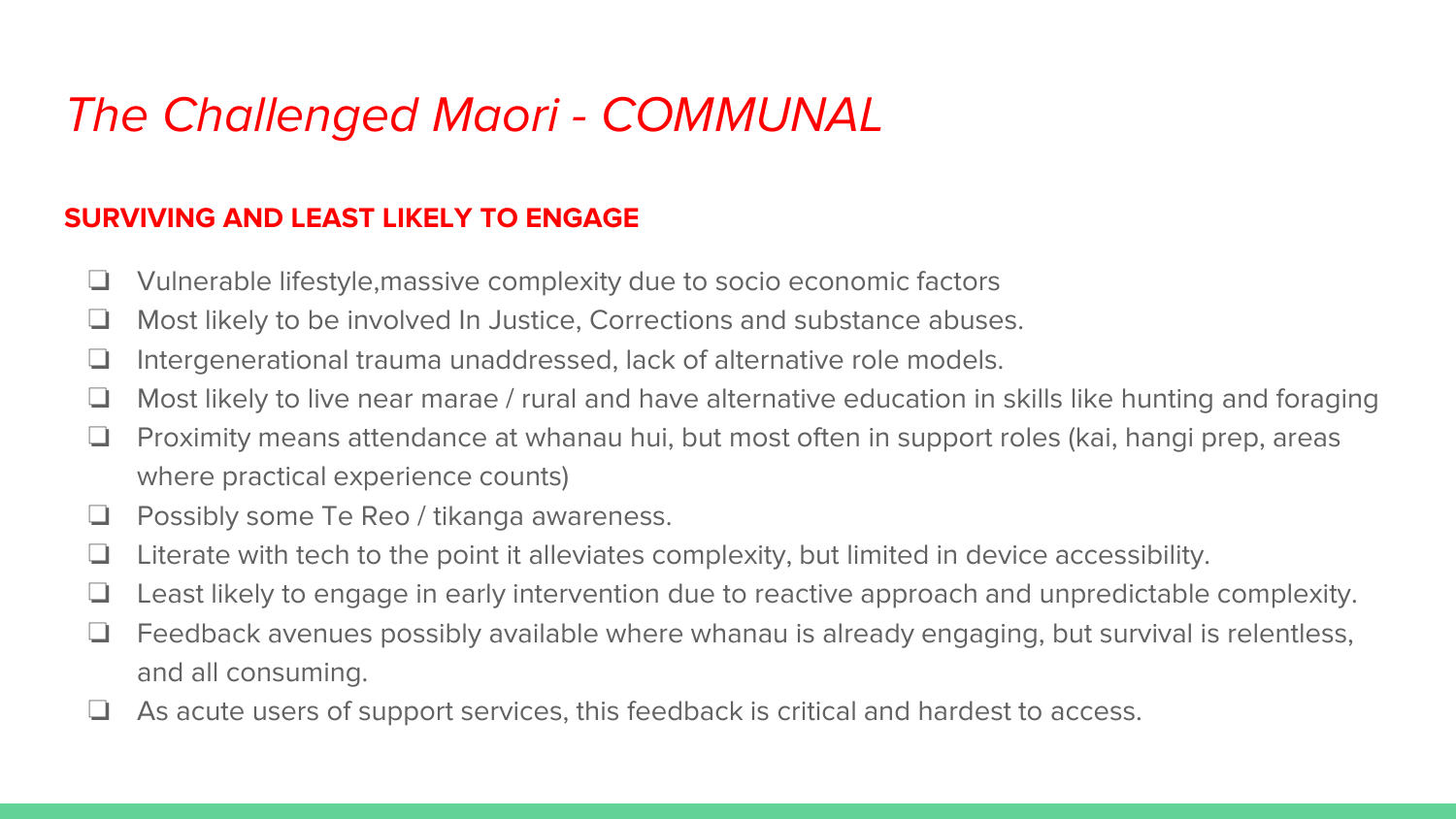# *The Challenged Maori - COMMUNAL*

**SURVIVING AND LEAST LIKELY TO ENGAGE**

- Vulnerable lifestyle,massive complexity due to socio economic factors
- Most likely to be involved In Justice, Corrections and substance abuses.
- Intergenerational trauma unaddressed, lack of alternative role models.
- Most likely to live near marae / rural and have alternative education in skills like hunting and foraging
- Proximity means attendance at whanau hui, but most often in support roles (kai, hangi prep, areas where practical experience counts)
- Possibly some Te Reo / tikanga awareness.
- Literate with tech to the point it alleviates complexity, but limited in device accessibility.
- Least likely to engage in early intervention due to reactive approach and unpredictable complexity.
- Feedback avenues possibly available where whanau is already engaging, but survival is relentless, and all consuming.
- As acute users of support services, this feedback is critical and hardest to access.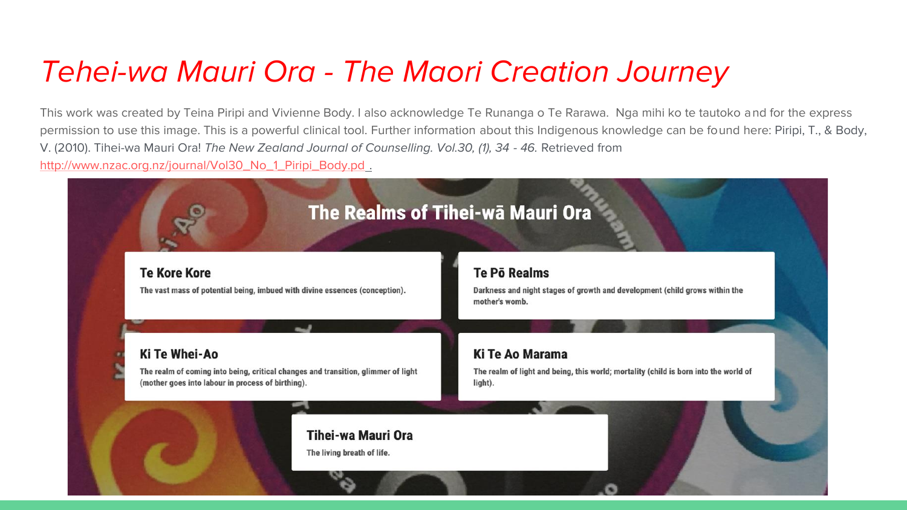# *Tehei-wa Mauri Ora - The Maori Creation Journey*

This work was created by Teina Piripi and Vivienne Body. I also acknowledge Te Runanga o Te Rarawa. Nga mihi ko te tautoko and for the express permission to use this image. This is a powerful clinical tool. Further information about this Indigenous knowledge can be found here: Piripi, T., & Body, V. (2010). Tihei-wa Mauri Ora! *The New Zealand Journal of Counselling. Vol.30, (1), 34 - 46.* Retrieved from http://www.nzac.org.nz/journal/Vol30_No_1_Piripi_Body.pd .

## The Realms of Tihei-wā Mauri Ora

### Te Kore Kore

The vast mass of potential being, imbued with divine essences (conception).

### Te Pō Realms

Darkness and night stages of growth and development (child grows within the mother's womb.

### Ki Te Whei-Ao

The realm of coming into being, critical changes and transition, glimmer of light (mother goes into labour in process of birthing).

### Ki Te Ao Marama

The realm of light and being, this world; mortality (child is born into the world of light).

### Tihei-wa Mauri Ora

The living breath of life.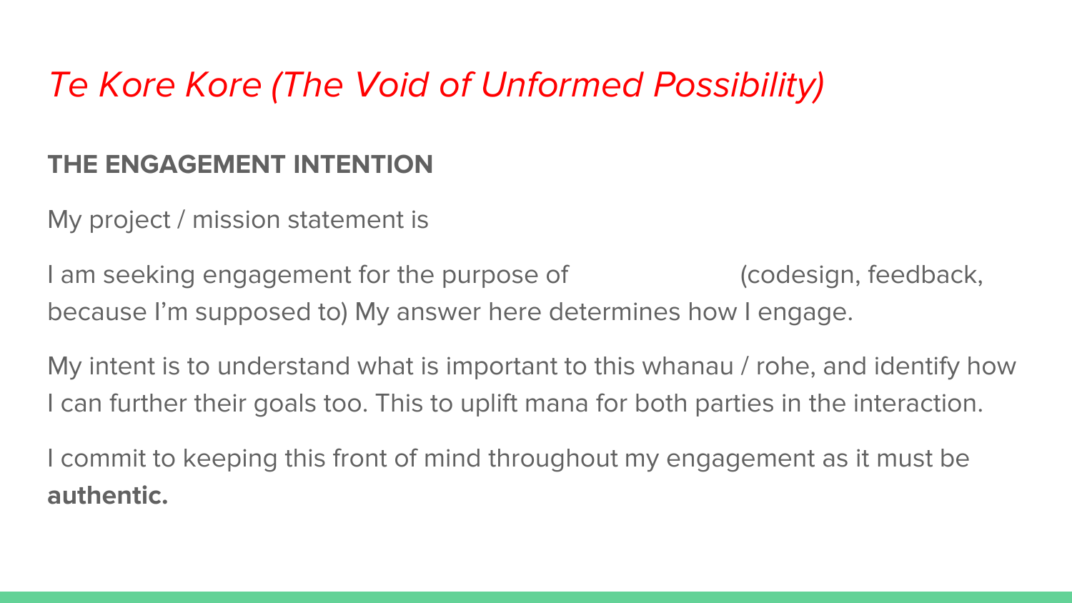# *Te Kore Kore (The Void of Unformed Possibility)*

**THE ENGAGEMENT INTENTION**

My project / mission statement is

I am seeking engagement for the purpose of                    (codesign, feedback, because I'm supposed to) My answer here determines how I engage.

My intent is to understand what is important to this whanau / rohe, and identify how I can further their goals too. This to uplift mana for both parties in the interaction.

I commit to keeping this front of mind throughout my engagement as it must be **authentic.**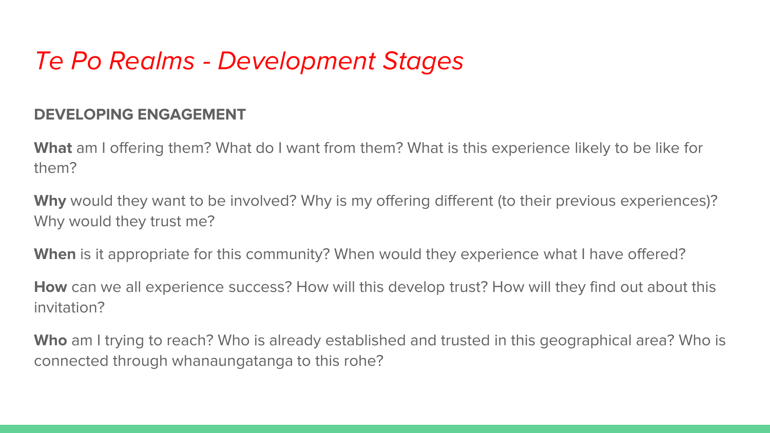# *Te Po Realms - Development Stages*

## DEVELOPING ENGAGEMENT

**What** am I offering them? What do I want from them? What is this experience likely to be like for them?

**Why** would they want to be involved? Why is my offering different (to their previous experiences)? Why would they trust me?

**When** is it appropriate for this community? When would they experience what I have offered?

**How** can we all experience success? How will this develop trust? How will they find out about this invitation?

**Who** am I trying to reach? Who is already established and trusted in this geographical area? Who is connected through whanaungatanga to this rohe?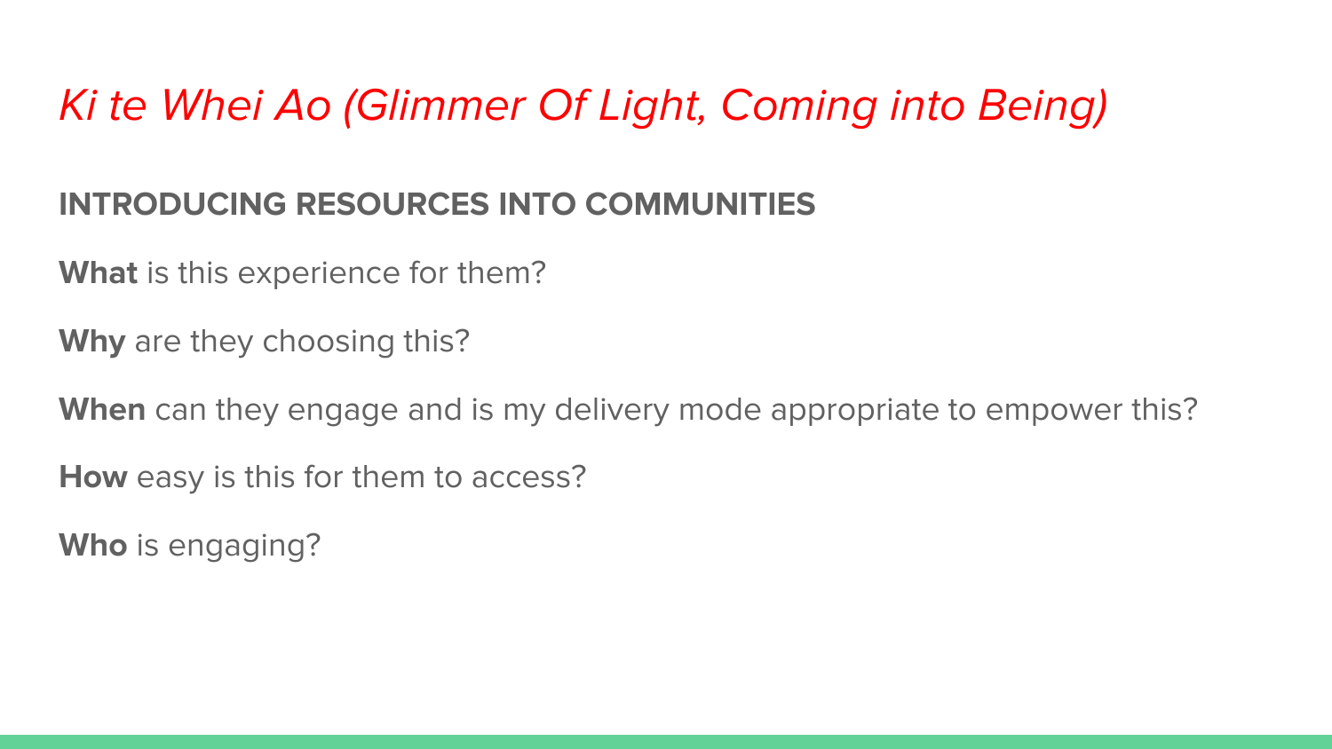# *Ki te Whei Ao (Glimmer Of Light, Coming into Being)*

## INTRODUCING RESOURCES INTO COMMUNITIES

**What** is this experience for them?

**Why** are they choosing this?

**When** can they engage and is my delivery mode appropriate to empower this?

**How** easy is this for them to access?

**Who** is engaging?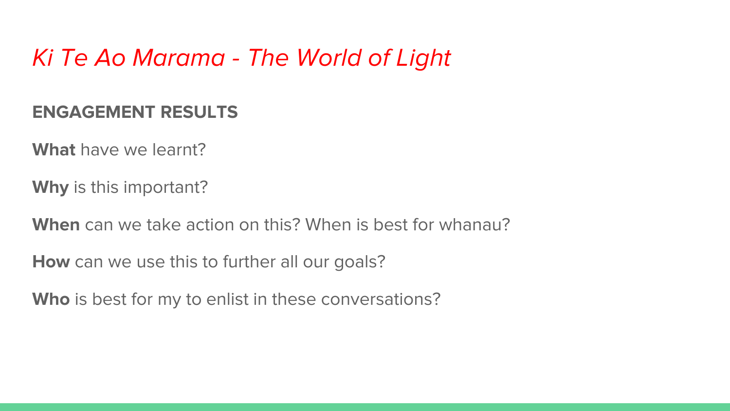# *Ki Te Ao Marama - The World of Light*

## ENGAGEMENT RESULTS

**What** have we learnt?

**Why** is this important?

**When** can we take action on this? When is best for whanau?

**How** can we use this to further all our goals?

**Who** is best for my to enlist in these conversations?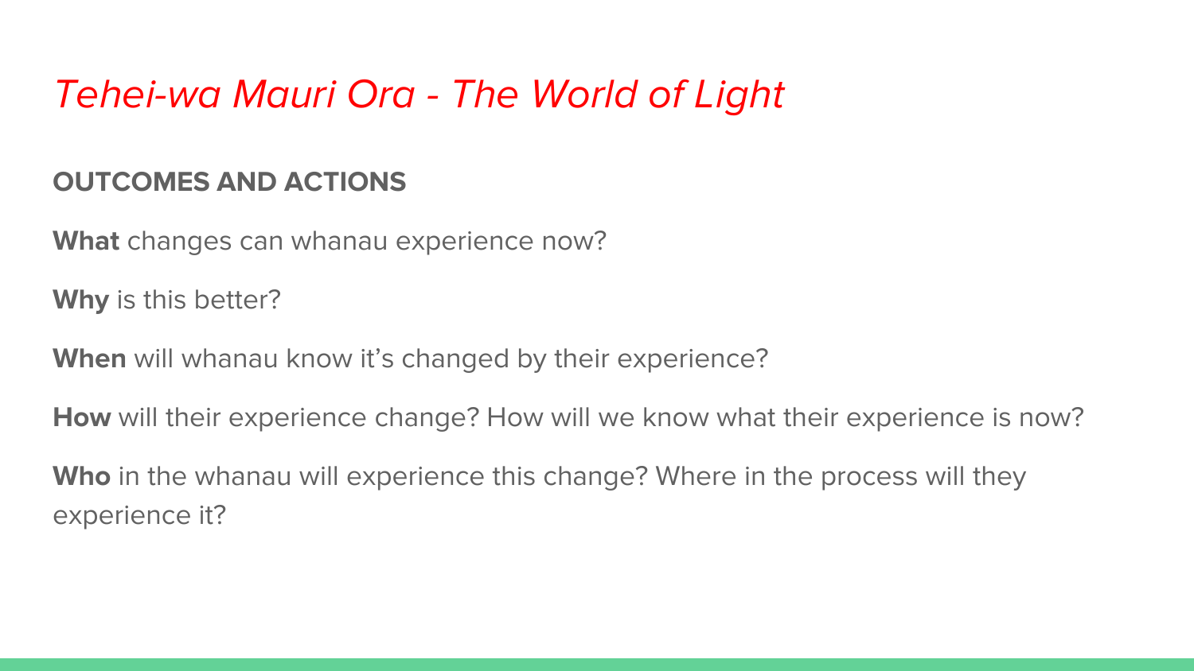# *Tehei-wa Mauri Ora - The World of Light*

**OUTCOMES AND ACTIONS**

**What** changes can whanau experience now?

**Why** is this better?

**When** will whanau know it's changed by their experience?

**How** will their experience change? How will we know what their experience is now?

**Who** in the whanau will experience this change? Where in the process will they experience it?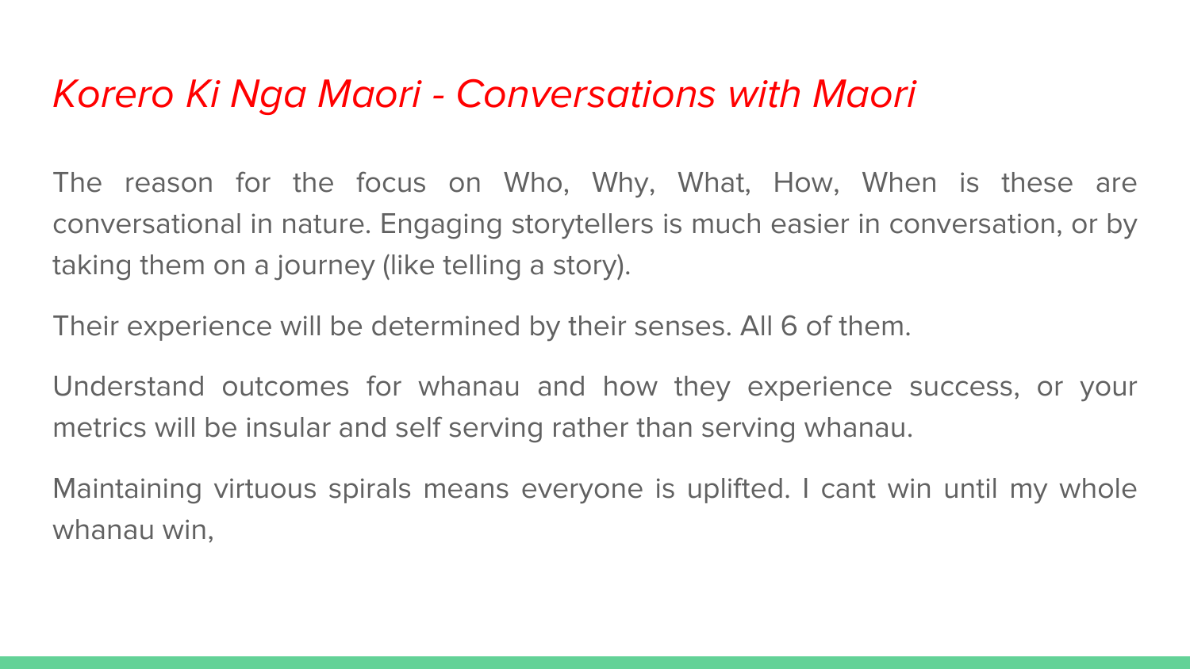# *Korero Ki Nga Maori - Conversations with Maori*

The reason for the focus on Who, Why, What, How, When is these are conversational in nature. Engaging storytellers is much easier in conversation, or by taking them on a journey (like telling a story).

Their experience will be determined by their senses. All 6 of them.

Understand outcomes for whanau and how they experience success, or your metrics will be insular and self serving rather than serving whanau.

Maintaining virtuous spirals means everyone is uplifted. I cant win until my whole whanau win,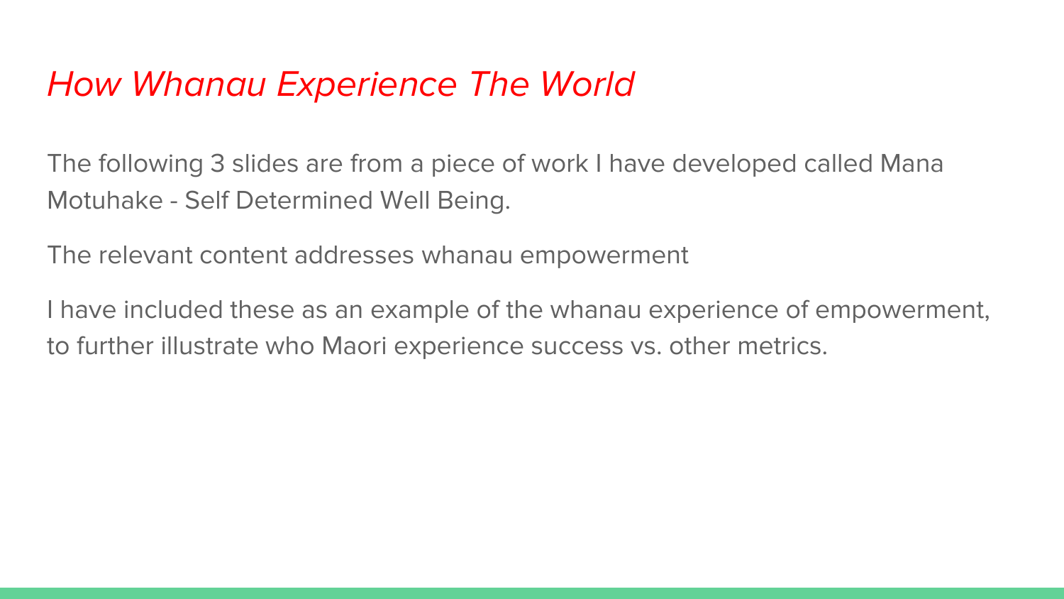# *How Whanau Experience The World*

The following 3 slides are from a piece of work I have developed called Mana Motuhake - Self Determined Well Being.

The relevant content addresses whanau empowerment

I have included these as an example of the whanau experience of empowerment, to further illustrate who Maori experience success vs. other metrics.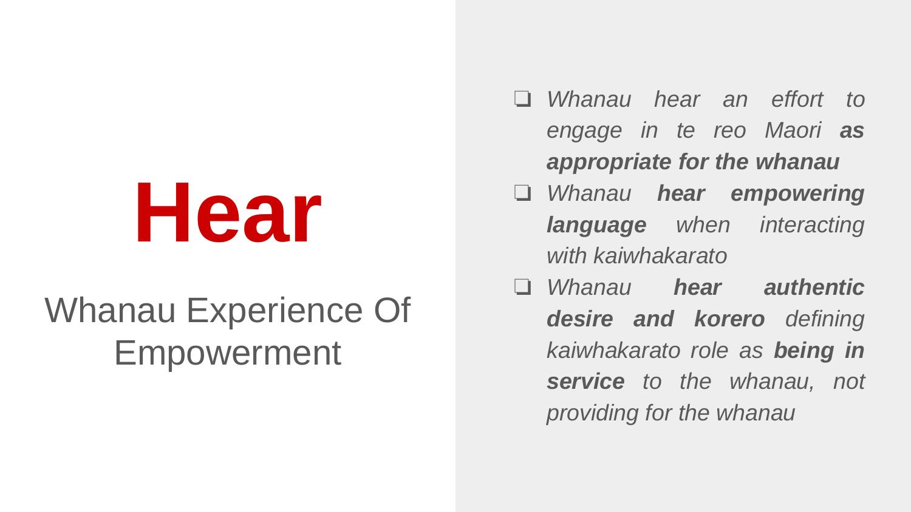# Hear

## Whanau Experience Of Empowerment

- *Whanau hear an effort to engage in te reo Maori **as appropriate for the whanau***
- *Whanau **hear empowering language** when interacting with kaiwhakarato*
- *Whanau **hear authentic desire and korero** defining kaiwhakarato role as **being in service** to the whanau, not providing for the whanau*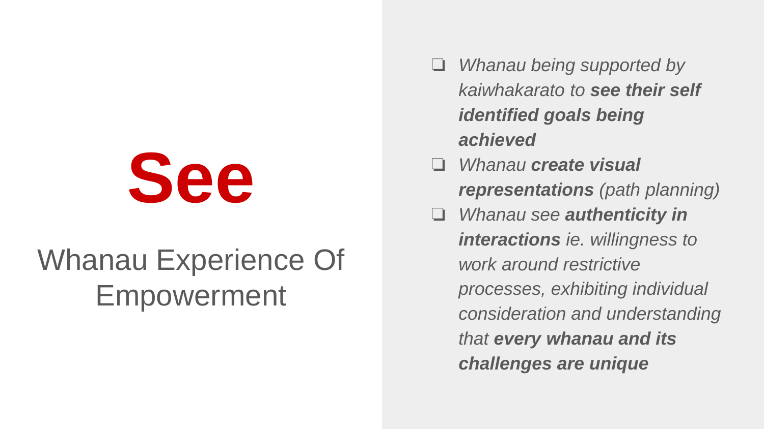# See

## Whanau Experience Of Empowerment

- *Whanau being supported by kaiwhakarato to **see their self identified goals being achieved***
- *Whanau **create visual representations** (path planning)*
- *Whanau see **authenticity in interactions** ie. willingness to work around restrictive processes, exhibiting individual consideration and understanding that **every whanau and its challenges are unique***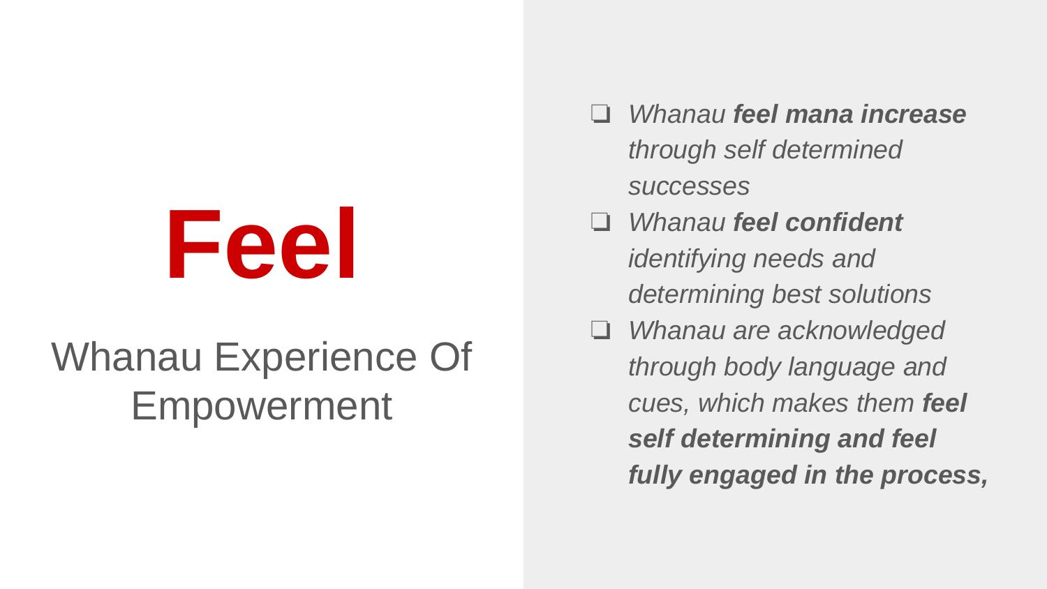# Feel

## Whanau Experience Of Empowerment

- *Whanau **feel mana increase** through self determined successes*
- *Whanau **feel confident** identifying needs and determining best solutions*
- *Whanau are acknowledged through body language and cues, which makes them **feel self determining and feel fully engaged in the process,***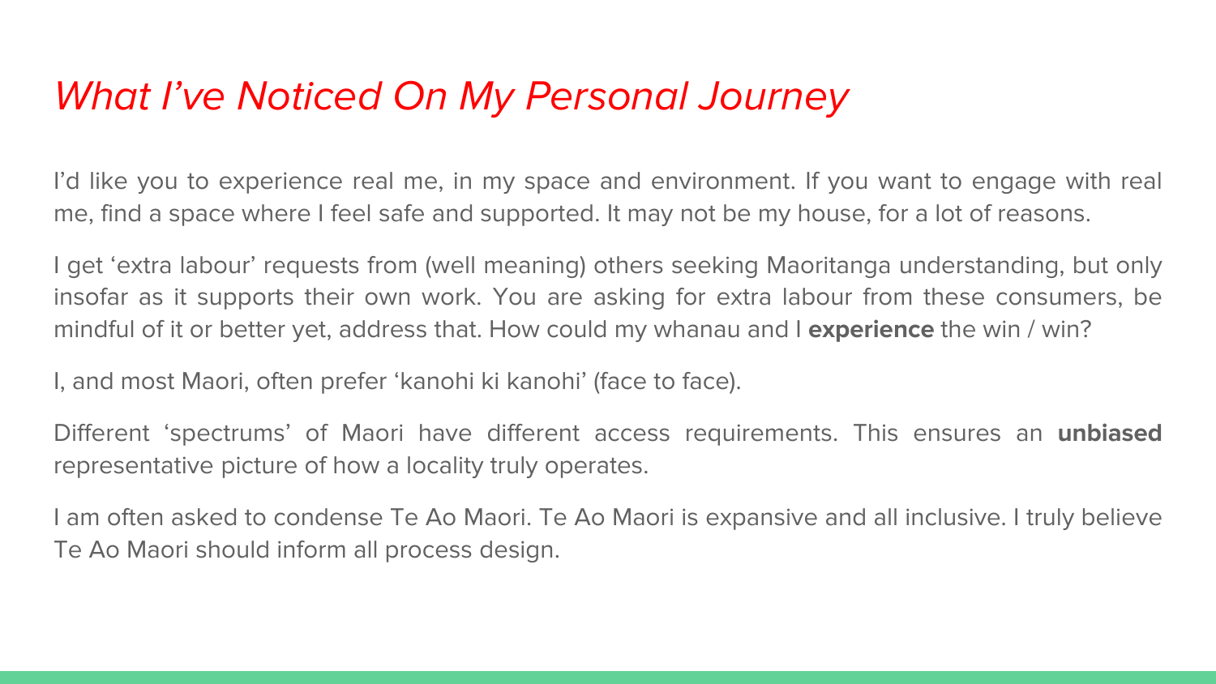# *What I've Noticed On My Personal Journey*

I'd like you to experience real me, in my space and environment. If you want to engage with real me, find a space where I feel safe and supported. It may not be my house, for a lot of reasons.

I get 'extra labour' requests from (well meaning) others seeking Maoritanga understanding, but only insofar as it supports their own work. You are asking for extra labour from these consumers, be mindful of it or better yet, address that. How could my whanau and I **experience** the win / win?

I, and most Maori, often prefer 'kanohi ki kanohi' (face to face).

Different 'spectrums' of Maori have different access requirements. This ensures an **unbiased** representative picture of how a locality truly operates.

I am often asked to condense Te Ao Maori. Te Ao Maori is expansive and all inclusive. I truly believe Te Ao Maori should inform all process design.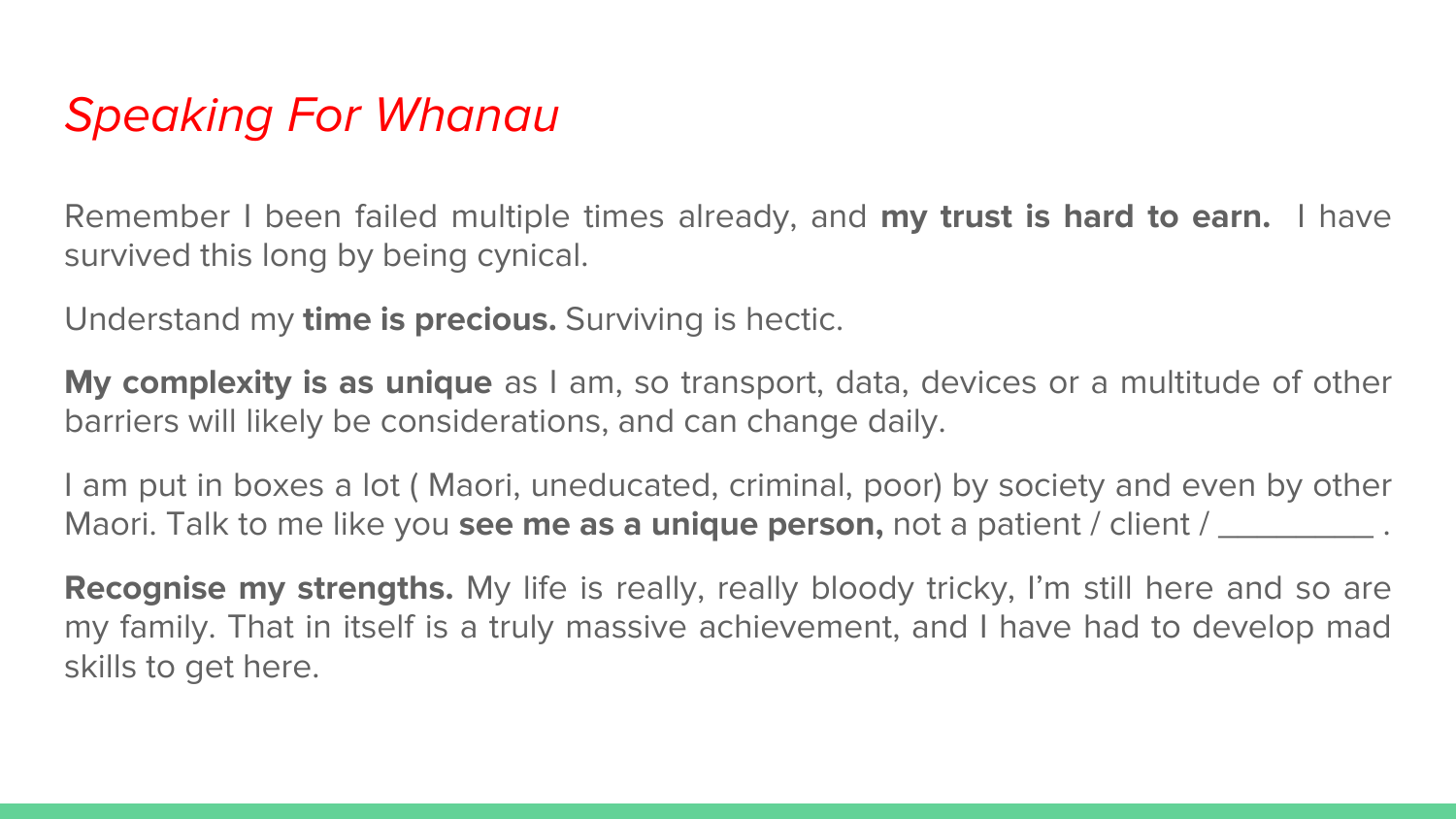# *Speaking For Whanau*

Remember I been failed multiple times already, and **my trust is hard to earn.** I have survived this long by being cynical.

Understand my **time is precious.** Surviving is hectic.

**My complexity is as unique** as I am, so transport, data, devices or a multitude of other barriers will likely be considerations, and can change daily.

I am put in boxes a lot ( Maori, uneducated, criminal, poor) by society and even by other Maori. Talk to me like you **see me as a unique person,** not a patient / client / _________ .

**Recognise my strengths.** My life is really, really bloody tricky, I'm still here and so are my family. That in itself is a truly massive achievement, and I have had to develop mad skills to get here.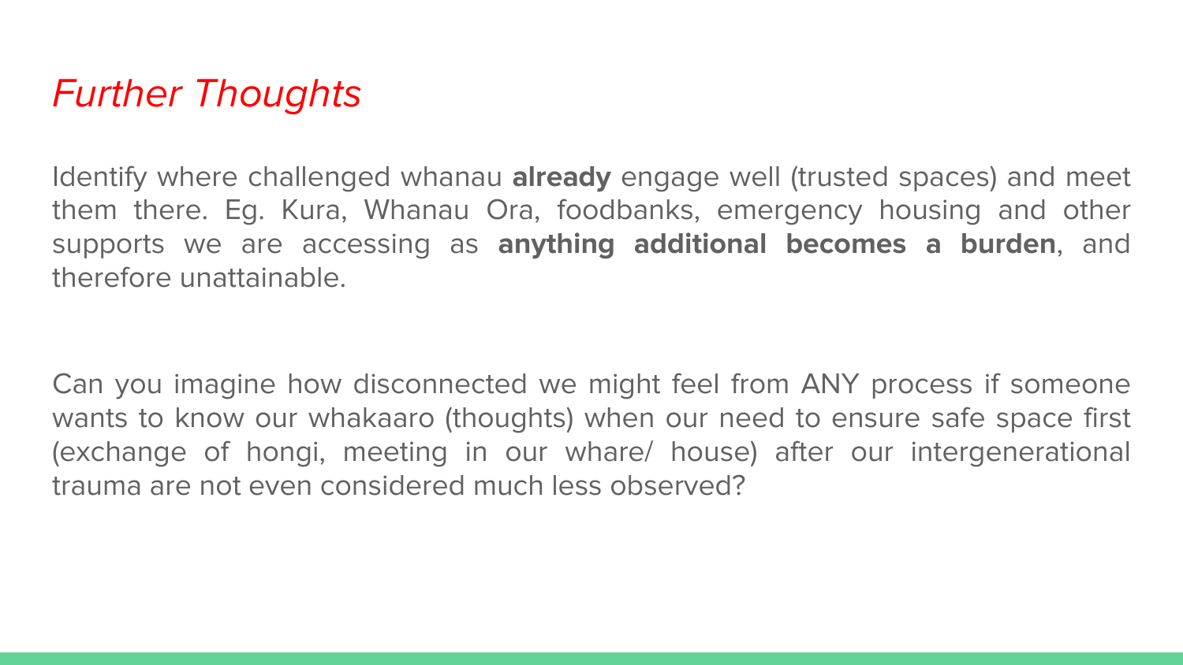# *Further Thoughts*

Identify where challenged whanau **already** engage well (trusted spaces) and meet them there. Eg. Kura, Whanau Ora, foodbanks, emergency housing and other supports we are accessing as **anything additional becomes a burden**, and therefore unattainable.

Can you imagine how disconnected we might feel from ANY process if someone wants to know our whakaaro (thoughts) when our need to ensure safe space first (exchange of hongi, meeting in our whare/ house) after our intergenerational trauma are not even considered much less observed?